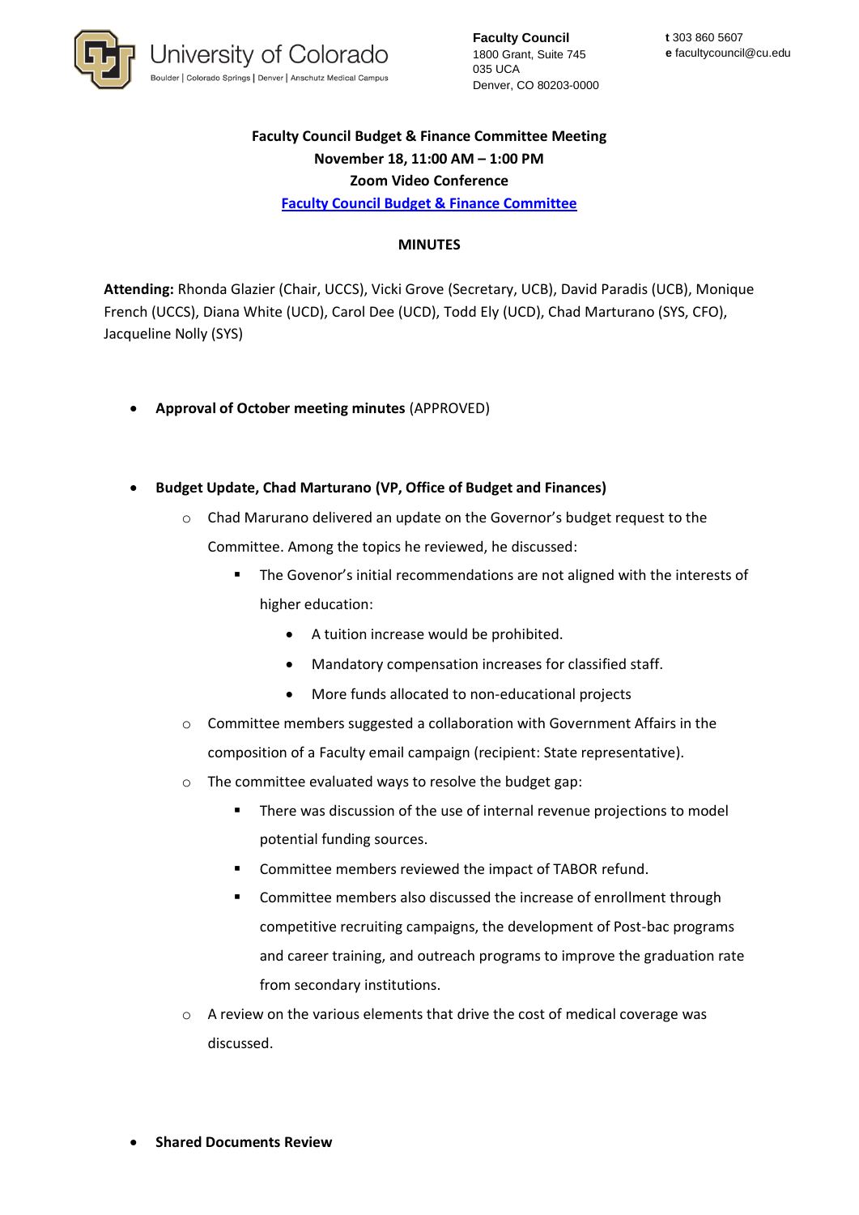University of Colorado
Boulder | Colorado Springs | Denver | Anschutz Medical Campus

**Faculty Council**
1800 Grant, Suite 745
035 UCA
Denver, CO 80203-0000

**t** 303 860 5607
**e** facultycouncil@cu.edu

**Faculty Council Budget & Finance Committee Meeting**
**November 18, 11:00 AM – 1:00 PM**
**Zoom Video Conference**
**Faculty Council Budget & Finance Committee**

**MINUTES**

**Attending:** Rhonda Glazier (Chair, UCCS), Vicki Grove (Secretary, UCB), David Paradis (UCB), Monique French (UCCS), Diana White (UCD), Carol Dee (UCD), Todd Ely (UCD), Chad Marturano (SYS, CFO), Jacqueline Nolly (SYS)

- **Approval of October meeting minutes** (APPROVED)

- **Budget Update, Chad Marturano (VP, Office of Budget and Finances)**
  - Chad Marurano delivered an update on the Governor's budget request to the Committee. Among the topics he reviewed, he discussed:
    - The Govenor's initial recommendations are not aligned with the interests of higher education:
      - A tuition increase would be prohibited.
      - Mandatory compensation increases for classified staff.
      - More funds allocated to non-educational projects
  - Committee members suggested a collaboration with Government Affairs in the composition of a Faculty email campaign (recipient: State representative).
  - The committee evaluated ways to resolve the budget gap:
    - There was discussion of the use of internal revenue projections to model potential funding sources.
    - Committee members reviewed the impact of TABOR refund.
    - Committee members also discussed the increase of enrollment through competitive recruiting campaigns, the development of Post-bac programs and career training, and outreach programs to improve the graduation rate from secondary institutions.
  - A review on the various elements that drive the cost of medical coverage was discussed.

- **Shared Documents Review**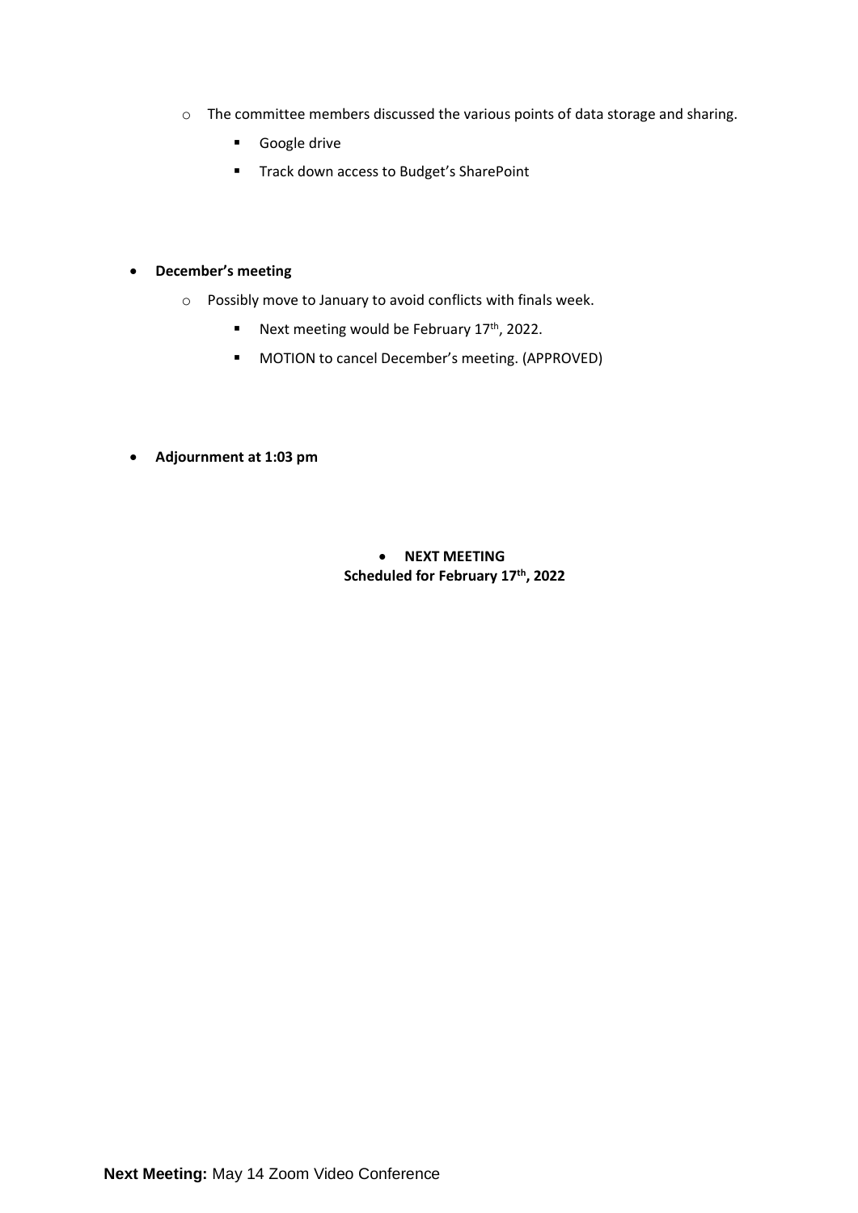- The committee members discussed the various points of data storage and sharing.
    - Google drive
    - Track down access to Budget's SharePoint

- **December's meeting**
  - Possibly move to January to avoid conflicts with finals week.
    - Next meeting would be February 17th, 2022.
    - MOTION to cancel December's meeting. (APPROVED)

- **Adjournment at 1:03 pm**

- **NEXT MEETING**

**Scheduled for February 17th, 2022**

**Next Meeting:** May 14 Zoom Video Conference